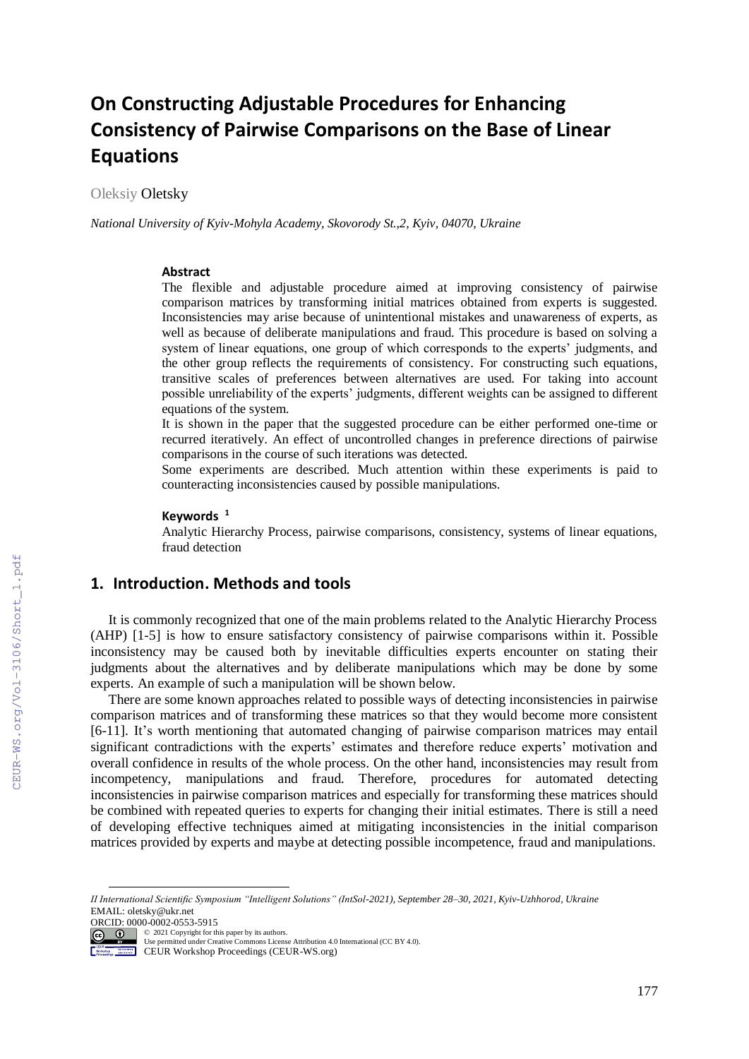# On Constructing Adjustable Procedures for Enhancing Consistency of Pairwise Comparisons on the Base of Linear Equations

Oleksiy Oletsky

*National University of Kyiv-Mohyla Academy, Skovorody St.,2, Kyiv, 04070, Ukraine*

### Abstract

The flexible and adjustable procedure aimed at improving consistency of pairwise comparison matrices by transforming initial matrices obtained from experts is suggested. Inconsistencies may arise because of unintentional mistakes and unawareness of experts, as well as because of deliberate manipulations and fraud. This procedure is based on solving a system of linear equations, one group of which corresponds to the experts' judgments, and the other group reflects the requirements of consistency. For constructing such equations, transitive scales of preferences between alternatives are used. For taking into account possible unreliability of the experts' judgments, different weights can be assigned to different equations of the system.

It is shown in the paper that the suggested procedure can be either performed one-time or recurred iteratively. An effect of uncontrolled changes in preference directions of pairwise comparisons in the course of such iterations was detected.

Some experiments are described. Much attention within these experiments is paid to counteracting inconsistencies caused by possible manipulations.

### Keywords [1]

Analytic Hierarchy Process, pairwise comparisons, consistency, systems of linear equations, fraud detection

## 1. Introduction. Methods and tools

It is commonly recognized that one of the main problems related to the Analytic Hierarchy Process (AHP) [1-5] is how to ensure satisfactory consistency of pairwise comparisons within it. Possible inconsistency may be caused both by inevitable difficulties experts encounter on stating their judgments about the alternatives and by deliberate manipulations which may be done by some experts. An example of such a manipulation will be shown below.

There are some known approaches related to possible ways of detecting inconsistencies in pairwise comparison matrices and of transforming these matrices so that they would become more consistent [6-11]. It's worth mentioning that automated changing of pairwise comparison matrices may entail significant contradictions with the experts' estimates and therefore reduce experts' motivation and overall confidence in results of the whole process. On the other hand, inconsistencies may result from incompetency, manipulations and fraud. Therefore, procedures for automated detecting inconsistencies in pairwise comparison matrices and especially for transforming these matrices should be combined with repeated queries to experts for changing their initial estimates. There is still a need of developing effective techniques aimed at mitigating inconsistencies in the initial comparison matrices provided by experts and maybe at detecting possible incompetence, fraud and manipulations.

---

*II International Scientific Symposium "Intelligent Solutions" (IntSol-2021), September 28–30, 2021, Kyiv-Uzhhorod, Ukraine*
EMAIL: oletsky@ukr.net
ORCID: 0000-0002-0553-5915
© 2021 Copyright for this paper by its authors.
Use permitted under Creative Commons License Attribution 4.0 International (CC BY 4.0).
CEUR Workshop Proceedings (CEUR-WS.org)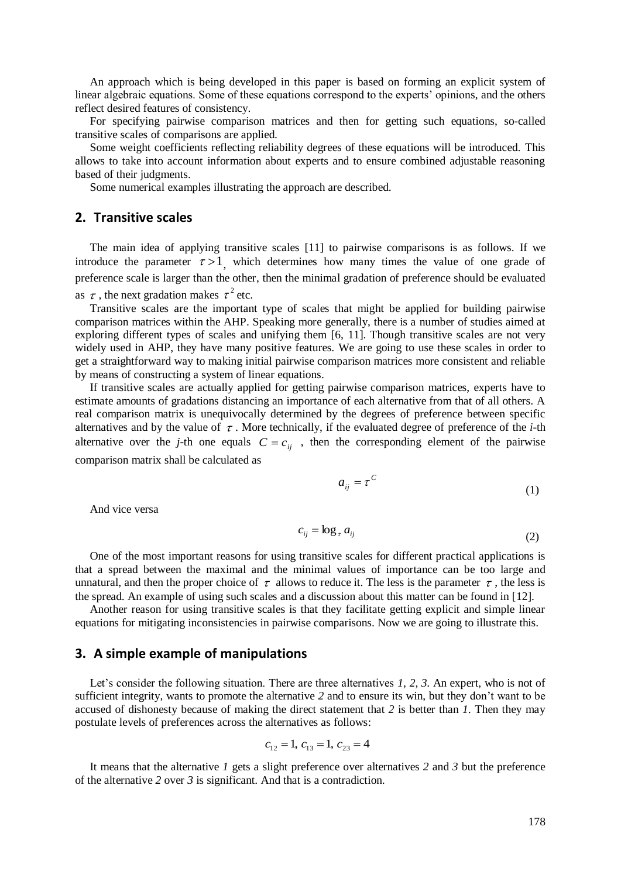An approach which is being developed in this paper is based on forming an explicit system of linear algebraic equations. Some of these equations correspond to the experts' opinions, and the others reflect desired features of consistency.

For specifying pairwise comparison matrices and then for getting such equations, so-called transitive scales of comparisons are applied.

Some weight coefficients reflecting reliability degrees of these equations will be introduced. This allows to take into account information about experts and to ensure combined adjustable reasoning based of their judgments.

Some numerical examples illustrating the approach are described.

## 2. Transitive scales

The main idea of applying transitive scales [11] to pairwise comparisons is as follows. If we introduce the parameter $\tau > 1$, which determines how many times the value of one grade of preference scale is larger than the other, then the minimal gradation of preference should be evaluated as $\tau$, the next gradation makes $\tau^2$ etc.

Transitive scales are the important type of scales that might be applied for building pairwise comparison matrices within the AHP. Speaking more generally, there is a number of studies aimed at exploring different types of scales and unifying them [6, 11]. Though transitive scales are not very widely used in AHP, they have many positive features. We are going to use these scales in order to get a straightforward way to making initial pairwise comparison matrices more consistent and reliable by means of constructing a system of linear equations.

If transitive scales are actually applied for getting pairwise comparison matrices, experts have to estimate amounts of gradations distancing an importance of each alternative from that of all others. A real comparison matrix is unequivocally determined by the degrees of preference between specific alternatives and by the value of $\tau$. More technically, if the evaluated degree of preference of the *i*-th alternative over the *j*-th one equals $C = c_{ij}$, then the corresponding element of the pairwise comparison matrix shall be calculated as

$$a_{ij} = \tau^C \tag{1}$$

And vice versa

$$c_{ij} = \log_\tau a_{ij} \tag{2}$$

One of the most important reasons for using transitive scales for different practical applications is that a spread between the maximal and the minimal values of importance can be too large and unnatural, and then the proper choice of $\tau$ allows to reduce it. The less is the parameter $\tau$, the less is the spread. An example of using such scales and a discussion about this matter can be found in [12].

Another reason for using transitive scales is that they facilitate getting explicit and simple linear equations for mitigating inconsistencies in pairwise comparisons. Now we are going to illustrate this.

## 3. A simple example of manipulations

Let's consider the following situation. There are three alternatives *1, 2, 3*. An expert, who is not of sufficient integrity, wants to promote the alternative *2* and to ensure its win, but they don't want to be accused of dishonesty because of making the direct statement that *2* is better than *1*. Then they may postulate levels of preferences across the alternatives as follows:

$$c_{12} = 1,\ c_{13} = 1,\ c_{23} = 4$$

It means that the alternative *1* gets a slight preference over alternatives *2* and *3* but the preference of the alternative *2* over *3* is significant. And that is a contradiction.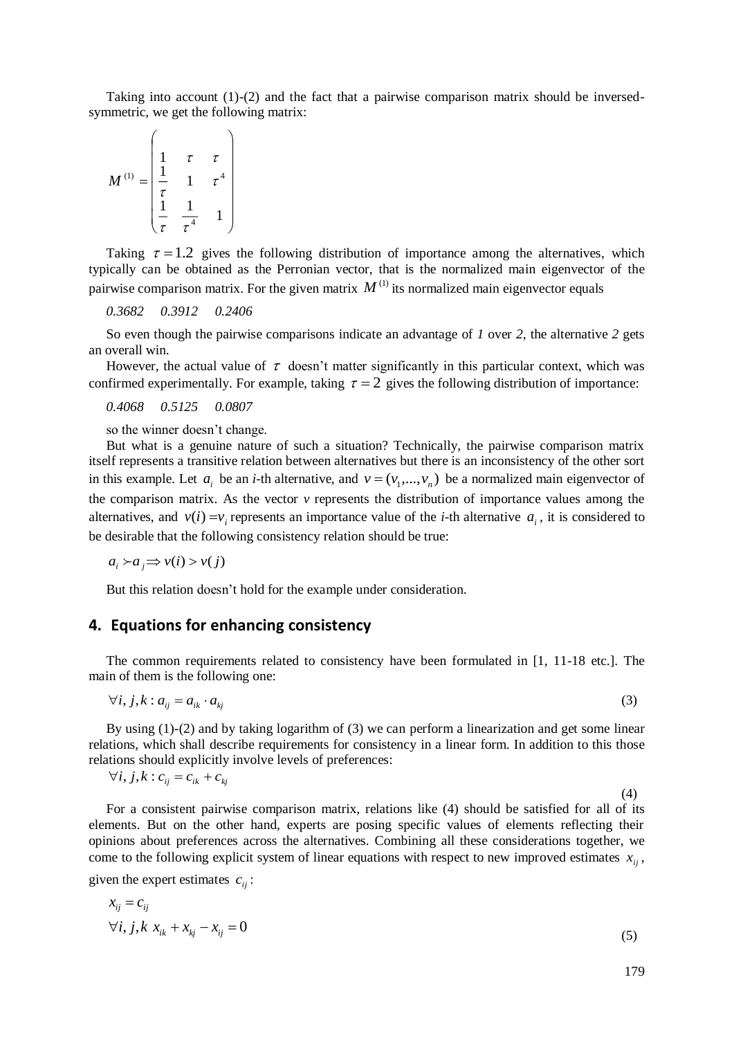Taking into account (1)-(2) and the fact that a pairwise comparison matrix should be inversed-symmetric, we get the following matrix:

$$M^{(1)} = \begin{pmatrix} 1 & \tau & \tau \\ \frac{1}{\tau} & 1 & \tau^4 \\ \frac{1}{\tau} & \frac{1}{\tau^4} & 1 \end{pmatrix}$$

Taking $\tau = 1.2$ gives the following distribution of importance among the alternatives, which typically can be obtained as the Perronian vector, that is the normalized main eigenvector of the pairwise comparison matrix. For the given matrix $M^{(1)}$ its normalized main eigenvector equals

*0.3682 0.3912 0.2406*

So even though the pairwise comparisons indicate an advantage of *1* over *2*, the alternative *2* gets an overall win.

However, the actual value of $\tau$ doesn't matter significantly in this particular context, which was confirmed experimentally. For example, taking $\tau = 2$ gives the following distribution of importance:

*0.4068 0.5125 0.0807*

so the winner doesn't change.

But what is a genuine nature of such a situation? Technically, the pairwise comparison matrix itself represents a transitive relation between alternatives but there is an inconsistency of the other sort in this example. Let $a_i$ be an *i*-th alternative, and $v = (v_1,...,v_n)$ be a normalized main eigenvector of the comparison matrix. As the vector *v* represents the distribution of importance values among the alternatives, and $v(i) = v_i$ represents an importance value of the *i*-th alternative $a_i$, it is considered to be desirable that the following consistency relation should be true:

$$a_i \succ a_j \Rightarrow v(i) > v(j)$$

But this relation doesn't hold for the example under consideration.

## 4. Equations for enhancing consistency

The common requirements related to consistency have been formulated in [1, 11-18 etc.]. The main of them is the following one:

$$\forall i, j, k : a_{ij} = a_{ik} \cdot a_{kj} \tag{3}$$

By using (1)-(2) and by taking logarithm of (3) we can perform a linearization and get some linear relations, which shall describe requirements for consistency in a linear form. In addition to this those relations should explicitly involve levels of preferences:

$$\forall i, j, k : c_{ij} = c_{ik} + c_{kj} \tag{4}$$

For a consistent pairwise comparison matrix, relations like (4) should be satisfied for all of its elements. But on the other hand, experts are posing specific values of elements reflecting their opinions about preferences across the alternatives. Combining all these considerations together, we come to the following explicit system of linear equations with respect to new improved estimates $x_{ij}$, given the expert estimates $c_{ij}$:

$$\begin{aligned} & x_{ij} = c_{ij} \\ & \forall i, j, k \;\; x_{ik} + x_{kj} - x_{ij} = 0 \end{aligned} \tag{5}$$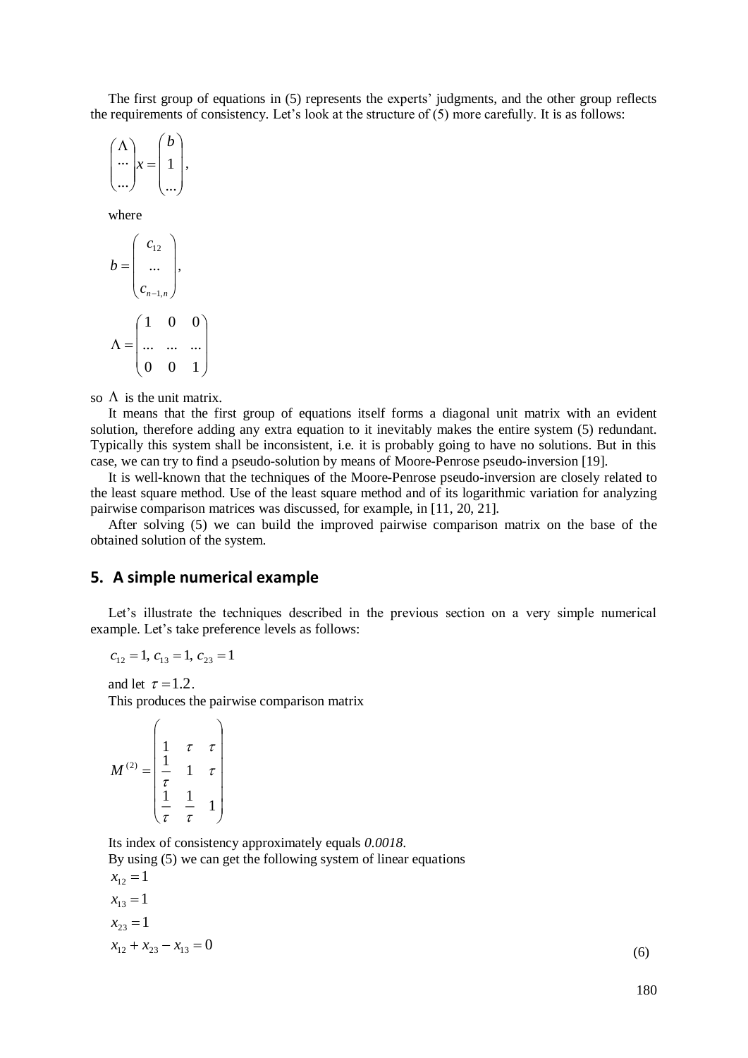The first group of equations in (5) represents the experts' judgments, and the other group reflects the requirements of consistency. Let's look at the structure of (5) more carefully. It is as follows:

$$\begin{pmatrix} \Lambda \\ \cdots \\ \cdots \end{pmatrix} x = \begin{pmatrix} b \\ 1 \\ \cdots \end{pmatrix},$$

where

$$b = \begin{pmatrix} c_{12} \\ \cdots \\ c_{n-1,n} \end{pmatrix},$$

$$\Lambda = \begin{pmatrix} 1 & 0 & 0 \\ \cdots & \cdots & \cdots \\ 0 & 0 & 1 \end{pmatrix}$$

so $\Lambda$ is the unit matrix.

It means that the first group of equations itself forms a diagonal unit matrix with an evident solution, therefore adding any extra equation to it inevitably makes the entire system (5) redundant. Typically this system shall be inconsistent, i.e. it is probably going to have no solutions. But in this case, we can try to find a pseudo-solution by means of Moore-Penrose pseudo-inversion [19].

It is well-known that the techniques of the Moore-Penrose pseudo-inversion are closely related to the least square method. Use of the least square method and of its logarithmic variation for analyzing pairwise comparison matrices was discussed, for example, in [11, 20, 21].

After solving (5) we can build the improved pairwise comparison matrix on the base of the obtained solution of the system.

## 5. A simple numerical example

Let's illustrate the techniques described in the previous section on a very simple numerical example. Let's take preference levels as follows:

$c_{12} = 1,\ c_{13} = 1,\ c_{23} = 1$

and let $\tau = 1.2$.

This produces the pairwise comparison matrix

$$M^{(2)} = \begin{pmatrix} 1 & \tau & \tau \\ \frac{1}{\tau} & 1 & \tau \\ \frac{1}{\tau} & \frac{1}{\tau} & 1 \end{pmatrix}$$

Its index of consistency approximately equals *0.0018*.

By using (5) we can get the following system of linear equations

$$\begin{aligned} x_{12} &= 1 \\ x_{13} &= 1 \\ x_{23} &= 1 \\ x_{12} + x_{23} - x_{13} &= 0 \end{aligned} \tag{6}$$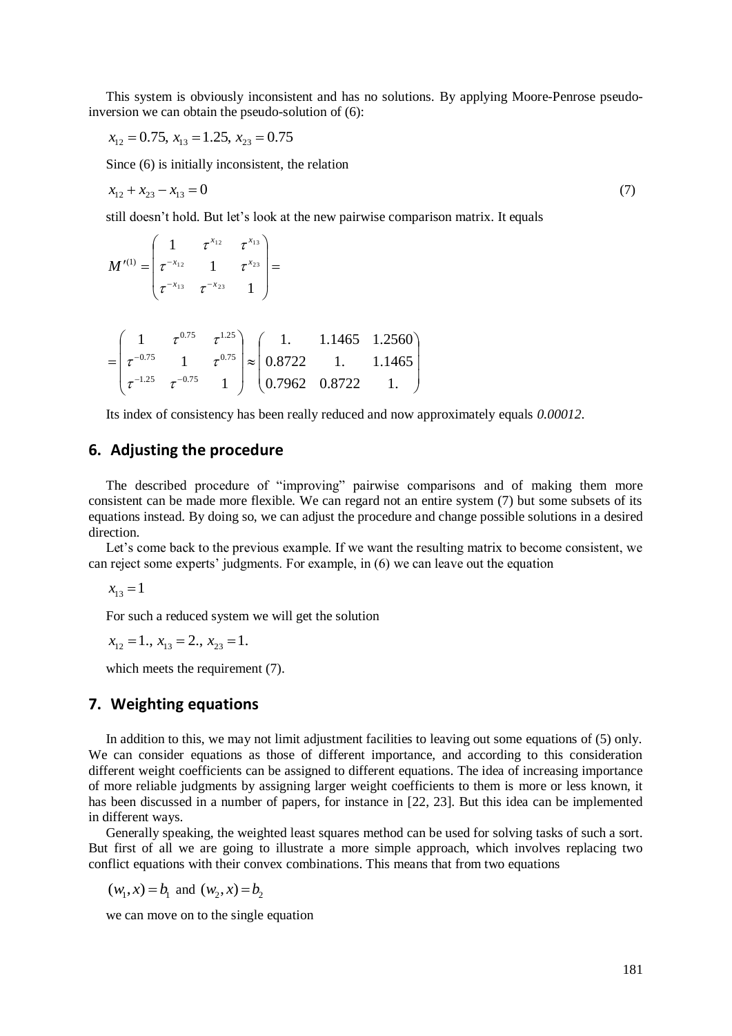This system is obviously inconsistent and has no solutions. By applying Moore-Penrose pseudo-inversion we can obtain the pseudo-solution of (6):

$$x_{12} = 0.75,\ x_{13} = 1.25,\ x_{23} = 0.75$$

Since (6) is initially inconsistent, the relation

$$x_{12} + x_{23} - x_{13} = 0 \tag{7}$$

still doesn't hold. But let's look at the new pairwise comparison matrix. It equals

$$M'^{(1)} = \begin{pmatrix} 1 & \tau^{x_{12}} & \tau^{x_{13}} \\ \tau^{-x_{12}} & 1 & \tau^{x_{23}} \\ \tau^{-x_{13}} & \tau^{-x_{23}} & 1 \end{pmatrix} =$$

$$= \begin{pmatrix} 1 & \tau^{0.75} & \tau^{1.25} \\ \tau^{-0.75} & 1 & \tau^{0.75} \\ \tau^{-1.25} & \tau^{-0.75} & 1 \end{pmatrix} \approx \begin{pmatrix} 1. & 1.1465 & 1.2560 \\ 0.8722 & 1. & 1.1465 \\ 0.7962 & 0.8722 & 1. \end{pmatrix}$$

Its index of consistency has been really reduced and now approximately equals *0.00012*.

## 6. Adjusting the procedure

The described procedure of "improving" pairwise comparisons and of making them more consistent can be made more flexible. We can regard not an entire system (7) but some subsets of its equations instead. By doing so, we can adjust the procedure and change possible solutions in a desired direction.

Let's come back to the previous example. If we want the resulting matrix to become consistent, we can reject some experts' judgments. For example, in (6) we can leave out the equation

$$x_{13} = 1$$

For such a reduced system we will get the solution

$$x_{12} = 1.,\ x_{13} = 2.,\ x_{23} = 1.$$

which meets the requirement (7).

## 7. Weighting equations

In addition to this, we may not limit adjustment facilities to leaving out some equations of (5) only. We can consider equations as those of different importance, and according to this consideration different weight coefficients can be assigned to different equations. The idea of increasing importance of more reliable judgments by assigning larger weight coefficients to them is more or less known, it has been discussed in a number of papers, for instance in [22, 23]. But this idea can be implemented in different ways.

Generally speaking, the weighted least squares method can be used for solving tasks of such a sort. But first of all we are going to illustrate a more simple approach, which involves replacing two conflict equations with their convex combinations. This means that from two equations

$$(w_1, x) = b_1 \text{ and } (w_2, x) = b_2$$

we can move on to the single equation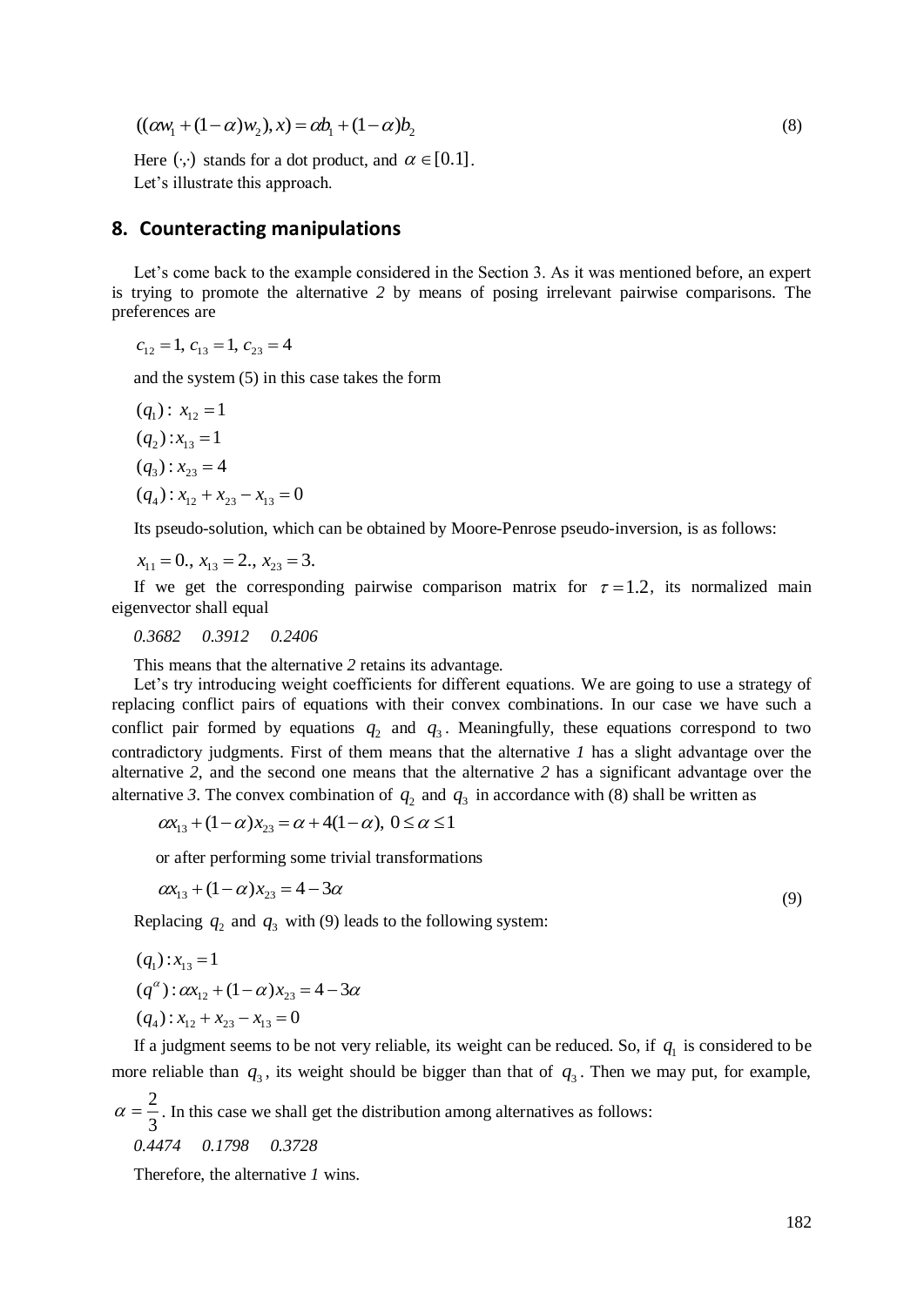$$((\alpha w_1 + (1-\alpha)w_2), x) = \alpha b_1 + (1-\alpha)b_2 \tag{8}$$

Here $(\cdot,\cdot)$ stands for a dot product, and $\alpha \in [0.1]$.

Let's illustrate this approach.

## 8. Counteracting manipulations

Let's come back to the example considered in the Section 3. As it was mentioned before, an expert is trying to promote the alternative *2* by means of posing irrelevant pairwise comparisons. The preferences are

$$c_{12} = 1,\ c_{13} = 1,\ c_{23} = 4$$

and the system (5) in this case takes the form

$$(q_1):\ x_{12} = 1$$
$$(q_2): x_{13} = 1$$
$$(q_3): x_{23} = 4$$
$$(q_4): x_{12} + x_{23} - x_{13} = 0$$

Its pseudo-solution, which can be obtained by Moore-Penrose pseudo-inversion, is as follows:

$$x_{11} = 0.,\ x_{13} = 2.,\ x_{23} = 3.$$

If we get the corresponding pairwise comparison matrix for $\tau = 1.2$, its normalized main eigenvector shall equal

*0.3682 0.3912 0.2406*

This means that the alternative *2* retains its advantage.

Let's try introducing weight coefficients for different equations. We are going to use a strategy of replacing conflict pairs of equations with their convex combinations. In our case we have such a conflict pair formed by equations $q_2$ and $q_3$. Meaningfully, these equations correspond to two contradictory judgments. First of them means that the alternative *1* has a slight advantage over the alternative *2*, and the second one means that the alternative *2* has a significant advantage over the alternative *3*. The convex combination of $q_2$ and $q_3$ in accordance with (8) shall be written as

$$\alpha x_{13} + (1-\alpha)x_{23} = \alpha + 4(1-\alpha),\ 0 \le \alpha \le 1$$

or after performing some trivial transformations

$$\alpha x_{13} + (1-\alpha)x_{23} = 4 - 3\alpha \tag{9}$$

Replacing $q_2$ and $q_3$ with (9) leads to the following system:

$$(q_1): x_{13} = 1$$
$$(q^{\alpha}): \alpha x_{12} + (1-\alpha)x_{23} = 4 - 3\alpha$$
$$(q_4): x_{12} + x_{23} - x_{13} = 0$$

If a judgment seems to be not very reliable, its weight can be reduced. So, if $q_1$ is considered to be more reliable than $q_3$, its weight should be bigger than that of $q_3$. Then we may put, for example, $\alpha = \frac{2}{3}$. In this case we shall get the distribution among alternatives as follows:

*0.4474 0.1798 0.3728*

Therefore, the alternative *1* wins.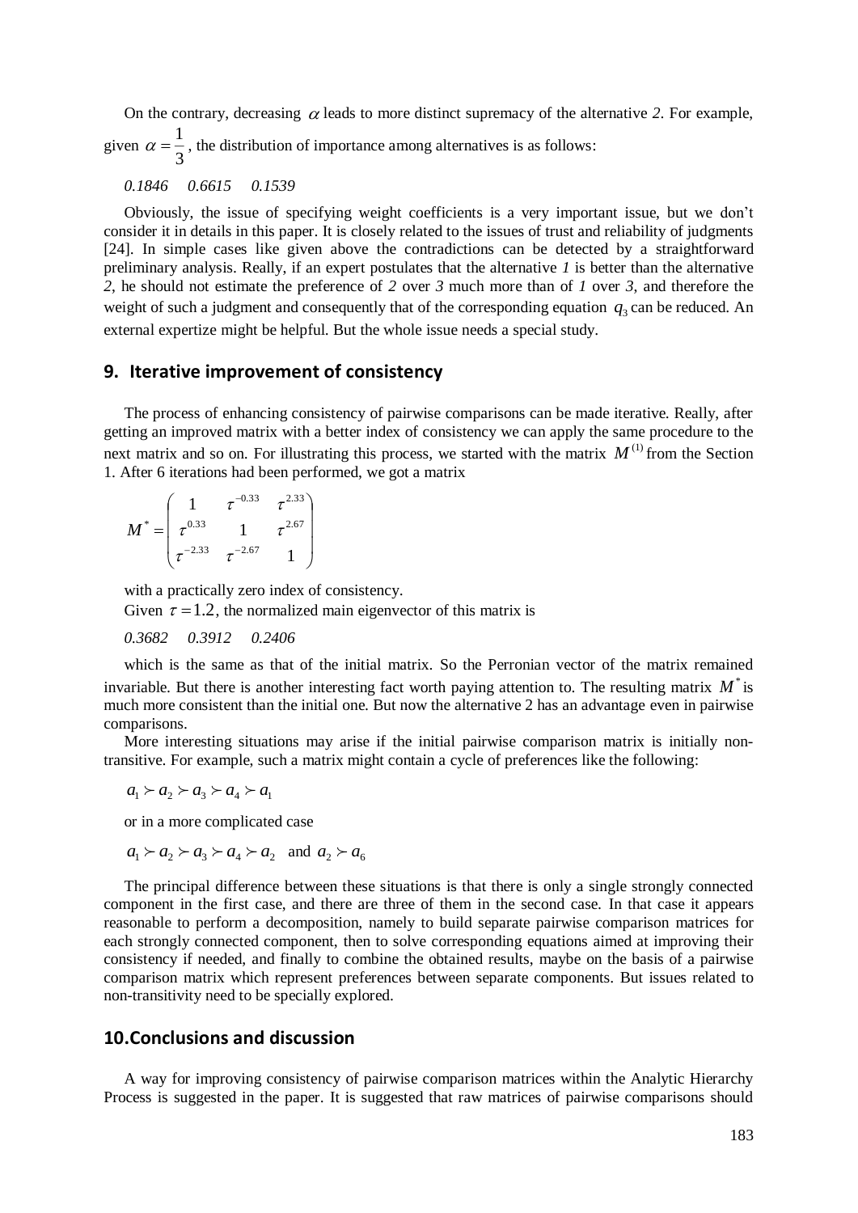On the contrary, decreasing $\alpha$ leads to more distinct supremacy of the alternative *2*. For example, given $\alpha = \frac{1}{3}$, the distribution of importance among alternatives is as follows:

*0.1846 0.6615 0.1539*

Obviously, the issue of specifying weight coefficients is a very important issue, but we don't consider it in details in this paper. It is closely related to the issues of trust and reliability of judgments [24]. In simple cases like given above the contradictions can be detected by a straightforward preliminary analysis. Really, if an expert postulates that the alternative *1* is better than the alternative *2*, he should not estimate the preference of *2* over *3* much more than of *1* over *3*, and therefore the weight of such a judgment and consequently that of the corresponding equation $q_3$ can be reduced. An external expertize might be helpful. But the whole issue needs a special study.

## 9. Iterative improvement of consistency

The process of enhancing consistency of pairwise comparisons can be made iterative. Really, after getting an improved matrix with a better index of consistency we can apply the same procedure to the next matrix and so on. For illustrating this process, we started with the matrix $M^{(1)}$ from the Section 1. After 6 iterations had been performed, we got a matrix

$$M^* = \begin{pmatrix} 1 & \tau^{-0.33} & \tau^{2.33} \\ \tau^{0.33} & 1 & \tau^{2.67} \\ \tau^{-2.33} & \tau^{-2.67} & 1 \end{pmatrix}$$

with a practically zero index of consistency.

Given $\tau = 1.2$, the normalized main eigenvector of this matrix is

*0.3682 0.3912 0.2406*

which is the same as that of the initial matrix. So the Perronian vector of the matrix remained invariable. But there is another interesting fact worth paying attention to. The resulting matrix $M^*$ is much more consistent than the initial one. But now the alternative 2 has an advantage even in pairwise comparisons.

More interesting situations may arise if the initial pairwise comparison matrix is initially non-transitive. For example, such a matrix might contain a cycle of preferences like the following:

$$a_1 \succ a_2 \succ a_3 \succ a_4 \succ a_1$$

or in a more complicated case

$$a_1 \succ a_2 \succ a_3 \succ a_4 \succ a_2 \quad \text{and} \quad a_2 \succ a_6$$

The principal difference between these situations is that there is only a single strongly connected component in the first case, and there are three of them in the second case. In that case it appears reasonable to perform a decomposition, namely to build separate pairwise comparison matrices for each strongly connected component, then to solve corresponding equations aimed at improving their consistency if needed, and finally to combine the obtained results, maybe on the basis of a pairwise comparison matrix which represent preferences between separate components. But issues related to non-transitivity need to be specially explored.

## 10. Conclusions and discussion

A way for improving consistency of pairwise comparison matrices within the Analytic Hierarchy Process is suggested in the paper. It is suggested that raw matrices of pairwise comparisons should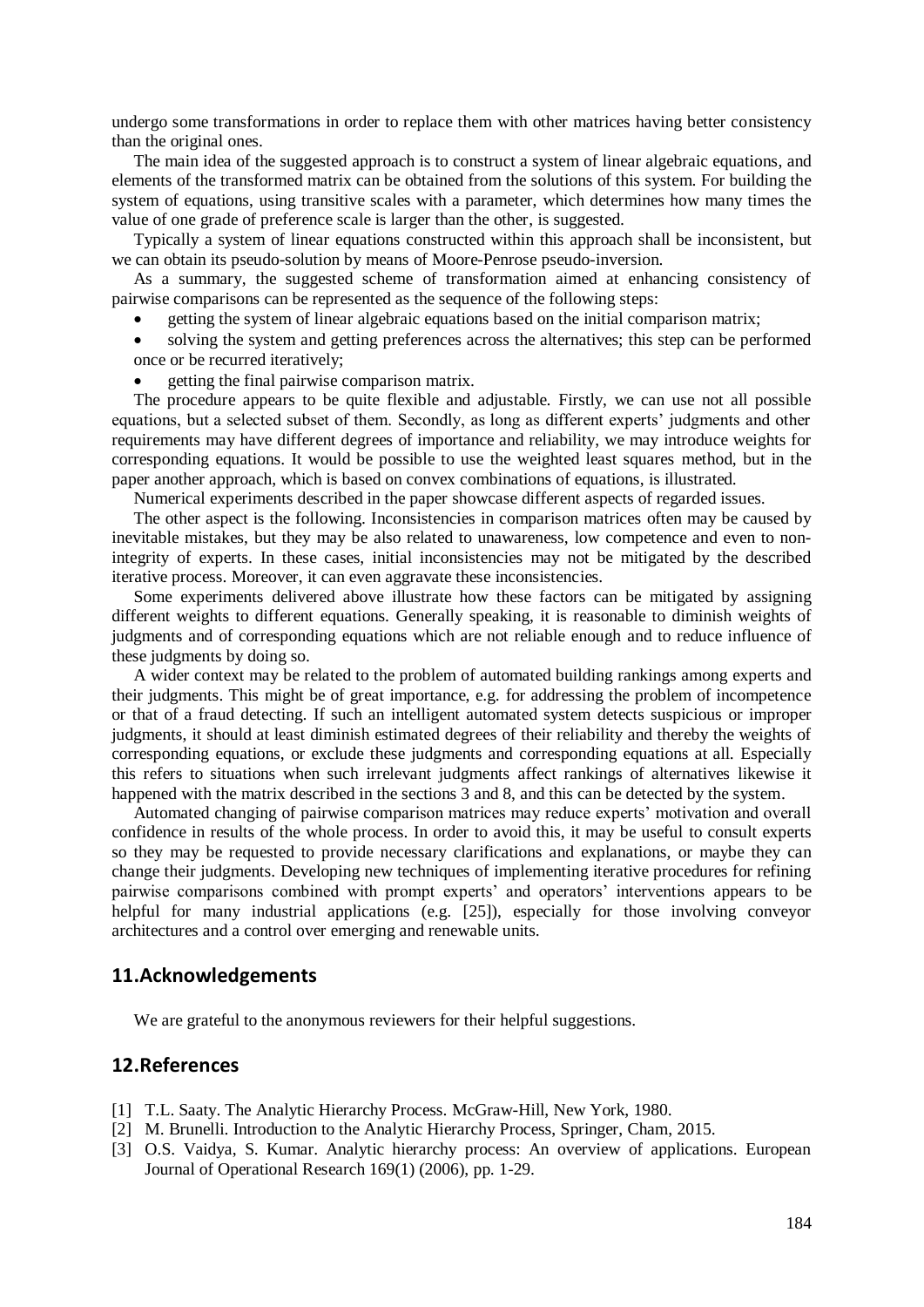undergo some transformations in order to replace them with other matrices having better consistency than the original ones.

The main idea of the suggested approach is to construct a system of linear algebraic equations, and elements of the transformed matrix can be obtained from the solutions of this system. For building the system of equations, using transitive scales with a parameter, which determines how many times the value of one grade of preference scale is larger than the other, is suggested.

Typically a system of linear equations constructed within this approach shall be inconsistent, but we can obtain its pseudo-solution by means of Moore-Penrose pseudo-inversion.

As a summary, the suggested scheme of transformation aimed at enhancing consistency of pairwise comparisons can be represented as the sequence of the following steps:

- getting the system of linear algebraic equations based on the initial comparison matrix;
- solving the system and getting preferences across the alternatives; this step can be performed once or be recurred iteratively;
- getting the final pairwise comparison matrix.

The procedure appears to be quite flexible and adjustable. Firstly, we can use not all possible equations, but a selected subset of them. Secondly, as long as different experts' judgments and other requirements may have different degrees of importance and reliability, we may introduce weights for corresponding equations. It would be possible to use the weighted least squares method, but in the paper another approach, which is based on convex combinations of equations, is illustrated.

Numerical experiments described in the paper showcase different aspects of regarded issues.

The other aspect is the following. Inconsistencies in comparison matrices often may be caused by inevitable mistakes, but they may be also related to unawareness, low competence and even to non-integrity of experts. In these cases, initial inconsistencies may not be mitigated by the described iterative process. Moreover, it can even aggravate these inconsistencies.

Some experiments delivered above illustrate how these factors can be mitigated by assigning different weights to different equations. Generally speaking, it is reasonable to diminish weights of judgments and of corresponding equations which are not reliable enough and to reduce influence of these judgments by doing so.

A wider context may be related to the problem of automated building rankings among experts and their judgments. This might be of great importance, e.g. for addressing the problem of incompetence or that of a fraud detecting. If such an intelligent automated system detects suspicious or improper judgments, it should at least diminish estimated degrees of their reliability and thereby the weights of corresponding equations, or exclude these judgments and corresponding equations at all. Especially this refers to situations when such irrelevant judgments affect rankings of alternatives likewise it happened with the matrix described in the sections 3 and 8, and this can be detected by the system.

Automated changing of pairwise comparison matrices may reduce experts' motivation and overall confidence in results of the whole process. In order to avoid this, it may be useful to consult experts so they may be requested to provide necessary clarifications and explanations, or maybe they can change their judgments. Developing new techniques of implementing iterative procedures for refining pairwise comparisons combined with prompt experts' and operators' interventions appears to be helpful for many industrial applications (e.g. [25]), especially for those involving conveyor architectures and a control over emerging and renewable units.

## 11.Acknowledgements

We are grateful to the anonymous reviewers for their helpful suggestions.

## 12.References

[1] T.L. Saaty. The Analytic Hierarchy Process. McGraw-Hill, New York, 1980.

[2] M. Brunelli. Introduction to the Analytic Hierarchy Process, Springer, Cham, 2015.

[3] O.S. Vaidya, S. Kumar. Analytic hierarchy process: An overview of applications. European Journal of Operational Research 169(1) (2006), pp. 1-29.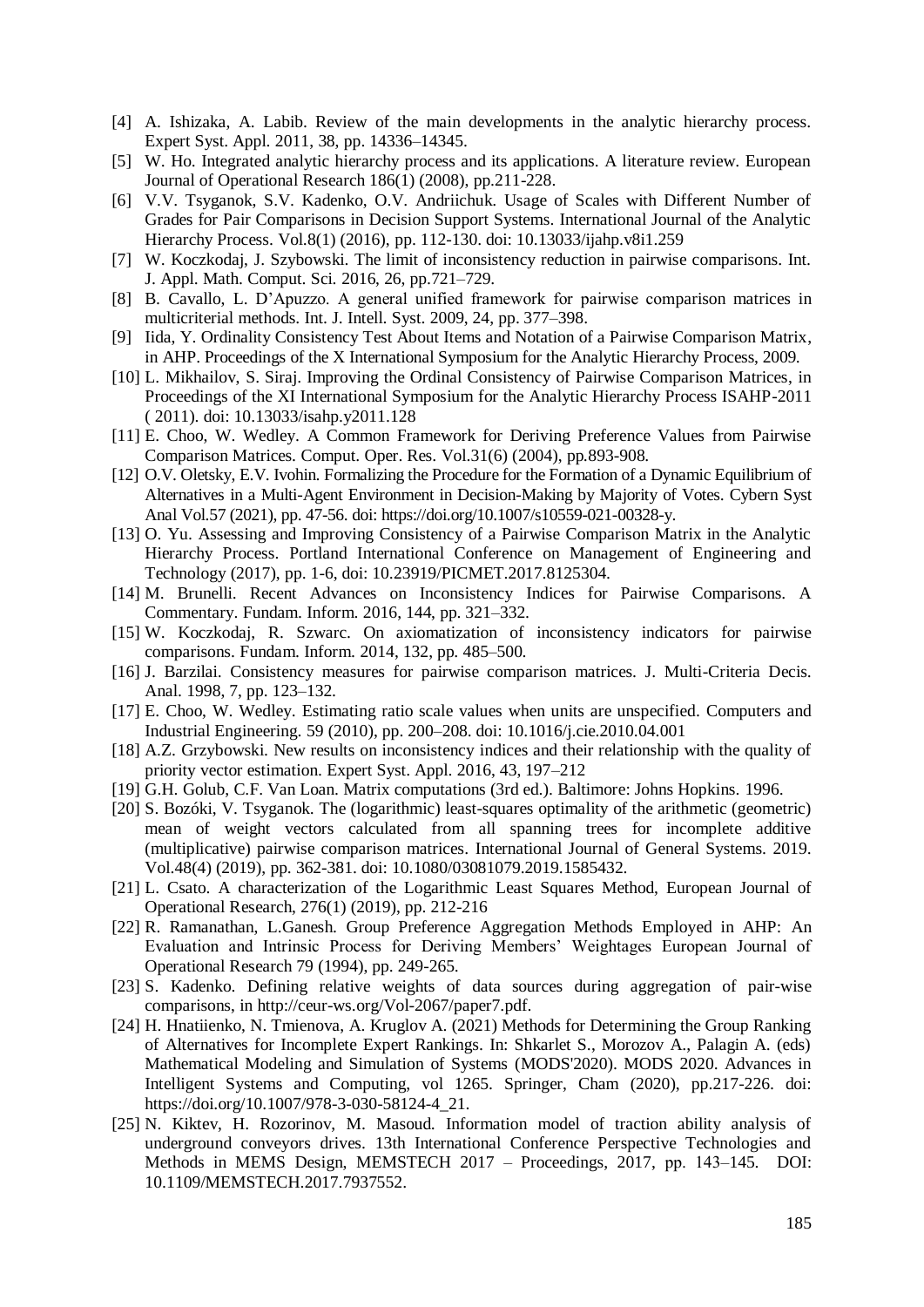[4] A. Ishizaka, A. Labib. Review of the main developments in the analytic hierarchy process. Expert Syst. Appl. 2011, 38, pp. 14336–14345.

[5] W. Ho. Integrated analytic hierarchy process and its applications. A literature review. European Journal of Operational Research 186(1) (2008), pp.211-228.

[6] V.V. Tsyganok, S.V. Kadenko, O.V. Andriichuk. Usage of Scales with Different Number of Grades for Pair Comparisons in Decision Support Systems. International Journal of the Analytic Hierarchy Process. Vol.8(1) (2016), pp. 112-130. doi: 10.13033/ijahp.v8i1.259

[7] W. Koczkodaj, J. Szybowski. The limit of inconsistency reduction in pairwise comparisons. Int. J. Appl. Math. Comput. Sci. 2016, 26, pp.721–729.

[8] B. Cavallo, L. D'Apuzzo. A general unified framework for pairwise comparison matrices in multicriterial methods. Int. J. Intell. Syst. 2009, 24, pp. 377–398.

[9] Iida, Y. Ordinality Consistency Test About Items and Notation of a Pairwise Comparison Matrix, in AHP. Proceedings of the X International Symposium for the Analytic Hierarchy Process, 2009.

[10] L. Mikhailov, S. Siraj. Improving the Ordinal Consistency of Pairwise Comparison Matrices, in Proceedings of the XI International Symposium for the Analytic Hierarchy Process ISAHP-2011 ( 2011). doi: 10.13033/isahp.y2011.128

[11] E. Choo, W. Wedley. A Common Framework for Deriving Preference Values from Pairwise Comparison Matrices. Comput. Oper. Res. Vol.31(6) (2004), pp.893-908.

[12] O.V. Oletsky, E.V. Ivohin. Formalizing the Procedure for the Formation of a Dynamic Equilibrium of Alternatives in a Multi-Agent Environment in Decision-Making by Majority of Votes. Cybern Syst Anal Vol.57 (2021), pp. 47-56. doi: https://doi.org/10.1007/s10559-021-00328-y.

[13] O. Yu. Assessing and Improving Consistency of a Pairwise Comparison Matrix in the Analytic Hierarchy Process. Portland International Conference on Management of Engineering and Technology (2017), pp. 1-6, doi: 10.23919/PICMET.2017.8125304.

[14] M. Brunelli. Recent Advances on Inconsistency Indices for Pairwise Comparisons. A Commentary. Fundam. Inform. 2016, 144, pp. 321–332.

[15] W. Koczkodaj, R. Szwarc. On axiomatization of inconsistency indicators for pairwise comparisons. Fundam. Inform. 2014, 132, pp. 485–500.

[16] J. Barzilai. Consistency measures for pairwise comparison matrices. J. Multi-Criteria Decis. Anal. 1998, 7, pp. 123–132.

[17] E. Choo, W. Wedley. Estimating ratio scale values when units are unspecified. Computers and Industrial Engineering. 59 (2010), pp. 200–208. doi: 10.1016/j.cie.2010.04.001

[18] A.Z. Grzybowski. New results on inconsistency indices and their relationship with the quality of priority vector estimation. Expert Syst. Appl. 2016, 43, 197–212

[19] G.H. Golub, C.F. Van Loan. Matrix computations (3rd ed.). Baltimore: Johns Hopkins. 1996.

[20] S. Bozóki, V. Tsyganok. The (logarithmic) least-squares optimality of the arithmetic (geometric) mean of weight vectors calculated from all spanning trees for incomplete additive (multiplicative) pairwise comparison matrices. International Journal of General Systems. 2019. Vol.48(4) (2019), pp. 362-381. doi: 10.1080/03081079.2019.1585432.

[21] L. Csato. A characterization of the Logarithmic Least Squares Method, European Journal of Operational Research, 276(1) (2019), pp. 212-216

[22] R. Ramanathan, L.Ganesh. Group Preference Aggregation Methods Employed in AHP: An Evaluation and Intrinsic Process for Deriving Members' Weightages European Journal of Operational Research 79 (1994), pp. 249-265.

[23] S. Kadenko. Defining relative weights of data sources during aggregation of pair-wise comparisons, in http://ceur-ws.org/Vol-2067/paper7.pdf.

[24] H. Hnatiienko, N. Tmienova, A. Kruglov A. (2021) Methods for Determining the Group Ranking of Alternatives for Incomplete Expert Rankings. In: Shkarlet S., Morozov A., Palagin A. (eds) Mathematical Modeling and Simulation of Systems (MODS'2020). MODS 2020. Advances in Intelligent Systems and Computing, vol 1265. Springer, Cham (2020), pp.217-226. doi: https://doi.org/10.1007/978-3-030-58124-4_21.

[25] N. Kiktev, H. Rozorinov, M. Masoud. Information model of traction ability analysis of underground conveyors drives. 13th International Conference Perspective Technologies and Methods in MEMS Design, MEMSTECH 2017 – Proceedings, 2017, pp. 143–145. DOI: 10.1109/MEMSTECH.2017.7937552.